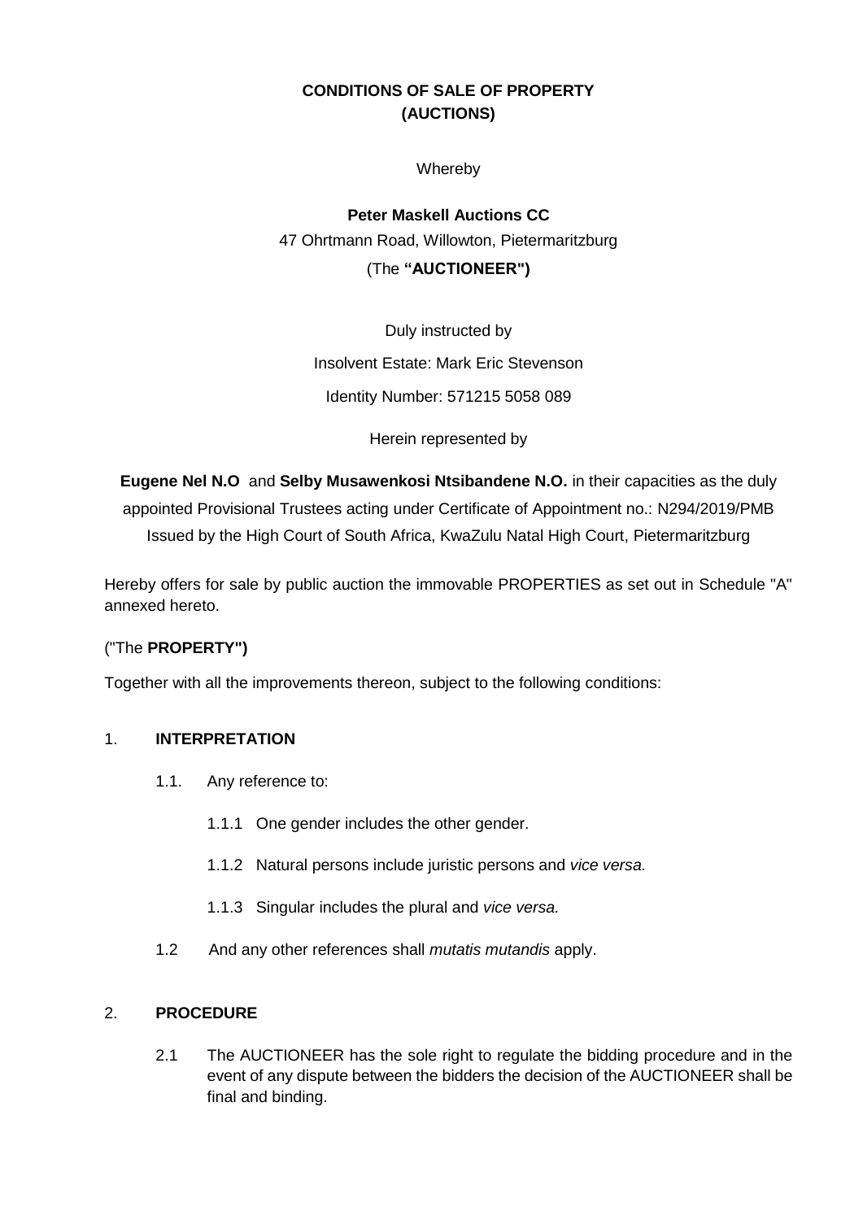# CONDITIONS OF SALE OF PROPERTY (AUCTIONS)

Whereby

**Peter Maskell Auctions CC**

47 Ohrtmann Road, Willowton, Pietermaritzburg

(The **"AUCTIONEER")**

Duly instructed by

Insolvent Estate: Mark Eric Stevenson

Identity Number: 571215 5058 089

Herein represented by

**Eugene Nel N.O** and **Selby Musawenkosi Ntsibandene N.O.** in their capacities as the duly appointed Provisional Trustees acting under Certificate of Appointment no.: N294/2019/PMB Issued by the High Court of South Africa, KwaZulu Natal High Court, Pietermaritzburg

Hereby offers for sale by public auction the immovable PROPERTIES as set out in Schedule "A" annexed hereto.

("The **PROPERTY")**

Together with all the improvements thereon, subject to the following conditions:

## 1. INTERPRETATION

1.1. Any reference to:

1.1.1 One gender includes the other gender.

1.1.2 Natural persons include juristic persons and *vice versa.*

1.1.3 Singular includes the plural and *vice versa.*

1.2 And any other references shall *mutatis mutandis* apply.

## 2. PROCEDURE

2.1 The AUCTIONEER has the sole right to regulate the bidding procedure and in the event of any dispute between the bidders the decision of the AUCTIONEER shall be final and binding.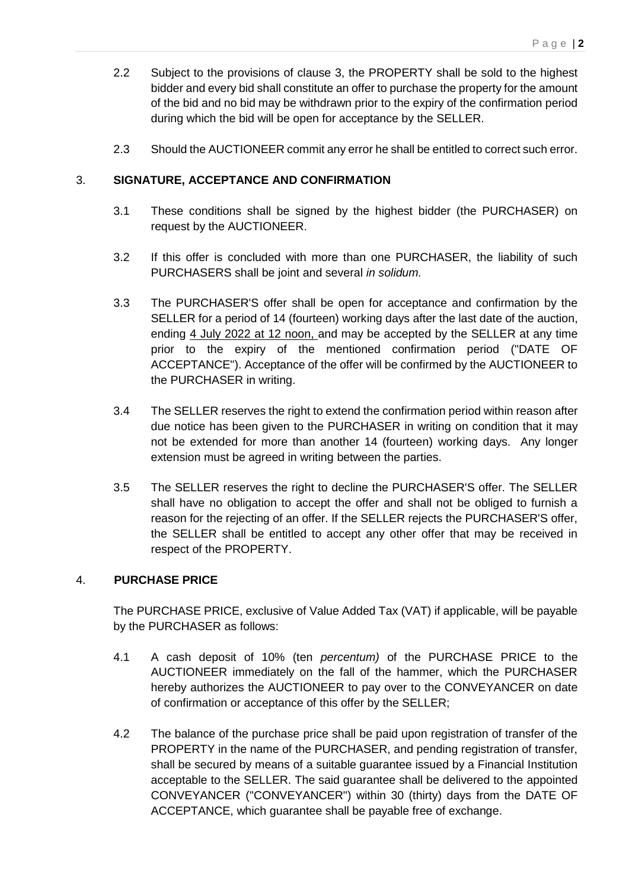2.2 Subject to the provisions of clause 3, the PROPERTY shall be sold to the highest bidder and every bid shall constitute an offer to purchase the property for the amount of the bid and no bid may be withdrawn prior to the expiry of the confirmation period during which the bid will be open for acceptance by the SELLER.

2.3 Should the AUCTIONEER commit any error he shall be entitled to correct such error.

## 3. SIGNATURE, ACCEPTANCE AND CONFIRMATION

3.1 These conditions shall be signed by the highest bidder (the PURCHASER) on request by the AUCTIONEER.

3.2 If this offer is concluded with more than one PURCHASER, the liability of such PURCHASERS shall be joint and several *in solidum.*

3.3 The PURCHASER'S offer shall be open for acceptance and confirmation by the SELLER for a period of 14 (fourteen) working days after the last date of the auction, ending 4 July 2022 at 12 noon, and may be accepted by the SELLER at any time prior to the expiry of the mentioned confirmation period ("DATE OF ACCEPTANCE"). Acceptance of the offer will be confirmed by the AUCTIONEER to the PURCHASER in writing.

3.4 The SELLER reserves the right to extend the confirmation period within reason after due notice has been given to the PURCHASER in writing on condition that it may not be extended for more than another 14 (fourteen) working days. Any longer extension must be agreed in writing between the parties.

3.5 The SELLER reserves the right to decline the PURCHASER'S offer. The SELLER shall have no obligation to accept the offer and shall not be obliged to furnish a reason for the rejecting of an offer. If the SELLER rejects the PURCHASER'S offer, the SELLER shall be entitled to accept any other offer that may be received in respect of the PROPERTY.

## 4. PURCHASE PRICE

The PURCHASE PRICE, exclusive of Value Added Tax (VAT) if applicable, will be payable by the PURCHASER as follows:

4.1 A cash deposit of 10% (ten *percentum)* of the PURCHASE PRICE to the AUCTIONEER immediately on the fall of the hammer, which the PURCHASER hereby authorizes the AUCTIONEER to pay over to the CONVEYANCER on date of confirmation or acceptance of this offer by the SELLER;

4.2 The balance of the purchase price shall be paid upon registration of transfer of the PROPERTY in the name of the PURCHASER, and pending registration of transfer, shall be secured by means of a suitable guarantee issued by a Financial Institution acceptable to the SELLER. The said guarantee shall be delivered to the appointed CONVEYANCER ("CONVEYANCER") within 30 (thirty) days from the DATE OF ACCEPTANCE, which guarantee shall be payable free of exchange.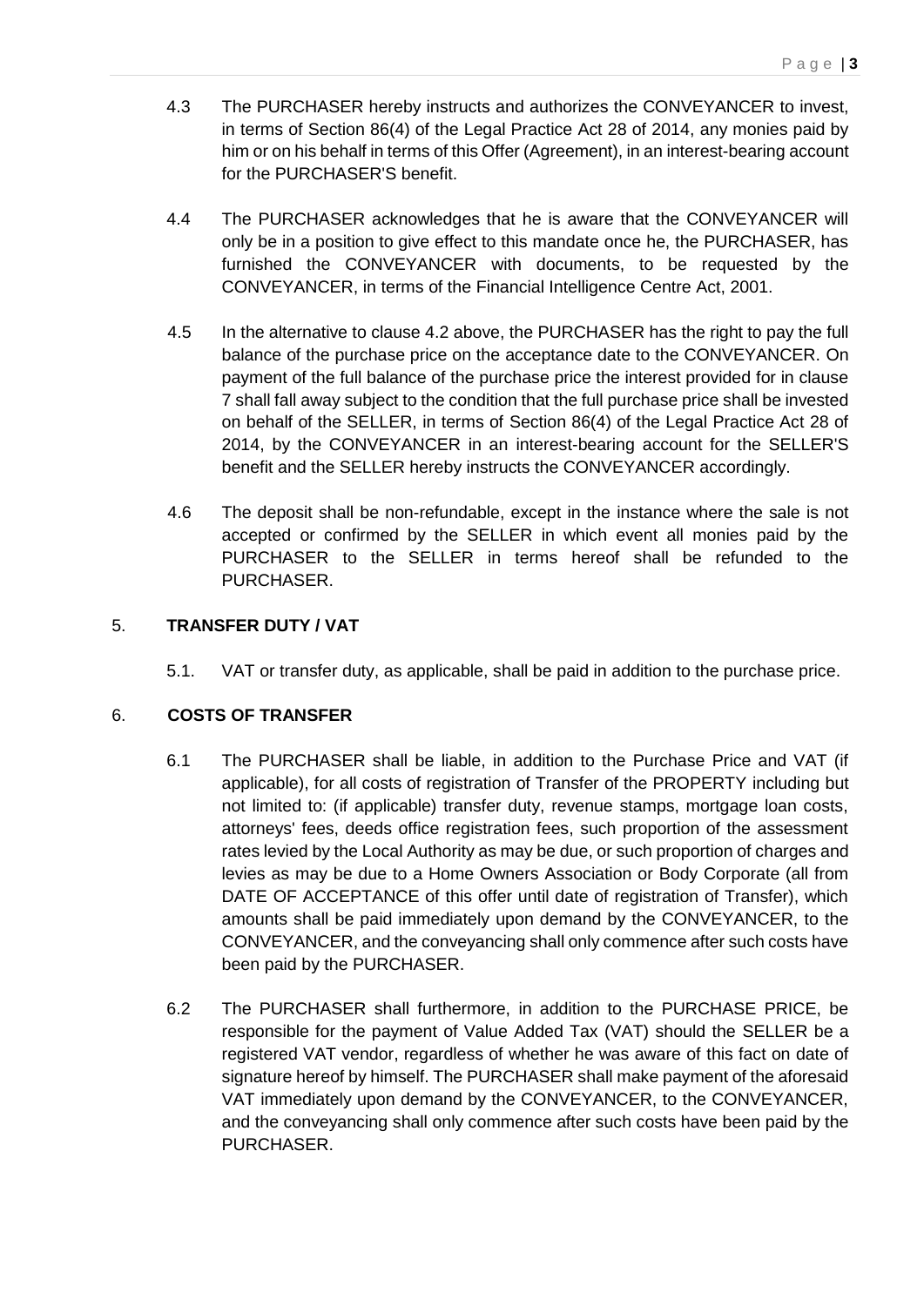4.3 The PURCHASER hereby instructs and authorizes the CONVEYANCER to invest, in terms of Section 86(4) of the Legal Practice Act 28 of 2014, any monies paid by him or on his behalf in terms of this Offer (Agreement), in an interest-bearing account for the PURCHASER'S benefit.

4.4 The PURCHASER acknowledges that he is aware that the CONVEYANCER will only be in a position to give effect to this mandate once he, the PURCHASER, has furnished the CONVEYANCER with documents, to be requested by the CONVEYANCER, in terms of the Financial Intelligence Centre Act, 2001.

4.5 In the alternative to clause 4.2 above, the PURCHASER has the right to pay the full balance of the purchase price on the acceptance date to the CONVEYANCER. On payment of the full balance of the purchase price the interest provided for in clause 7 shall fall away subject to the condition that the full purchase price shall be invested on behalf of the SELLER, in terms of Section 86(4) of the Legal Practice Act 28 of 2014, by the CONVEYANCER in an interest-bearing account for the SELLER'S benefit and the SELLER hereby instructs the CONVEYANCER accordingly.

4.6 The deposit shall be non-refundable, except in the instance where the sale is not accepted or confirmed by the SELLER in which event all monies paid by the PURCHASER to the SELLER in terms hereof shall be refunded to the PURCHASER.

## 5. TRANSFER DUTY / VAT

5.1. VAT or transfer duty, as applicable, shall be paid in addition to the purchase price.

## 6. COSTS OF TRANSFER

6.1 The PURCHASER shall be liable, in addition to the Purchase Price and VAT (if applicable), for all costs of registration of Transfer of the PROPERTY including but not limited to: (if applicable) transfer duty, revenue stamps, mortgage loan costs, attorneys' fees, deeds office registration fees, such proportion of the assessment rates levied by the Local Authority as may be due, or such proportion of charges and levies as may be due to a Home Owners Association or Body Corporate (all from DATE OF ACCEPTANCE of this offer until date of registration of Transfer), which amounts shall be paid immediately upon demand by the CONVEYANCER, to the CONVEYANCER, and the conveyancing shall only commence after such costs have been paid by the PURCHASER.

6.2 The PURCHASER shall furthermore, in addition to the PURCHASE PRICE, be responsible for the payment of Value Added Tax (VAT) should the SELLER be a registered VAT vendor, regardless of whether he was aware of this fact on date of signature hereof by himself. The PURCHASER shall make payment of the aforesaid VAT immediately upon demand by the CONVEYANCER, to the CONVEYANCER, and the conveyancing shall only commence after such costs have been paid by the PURCHASER.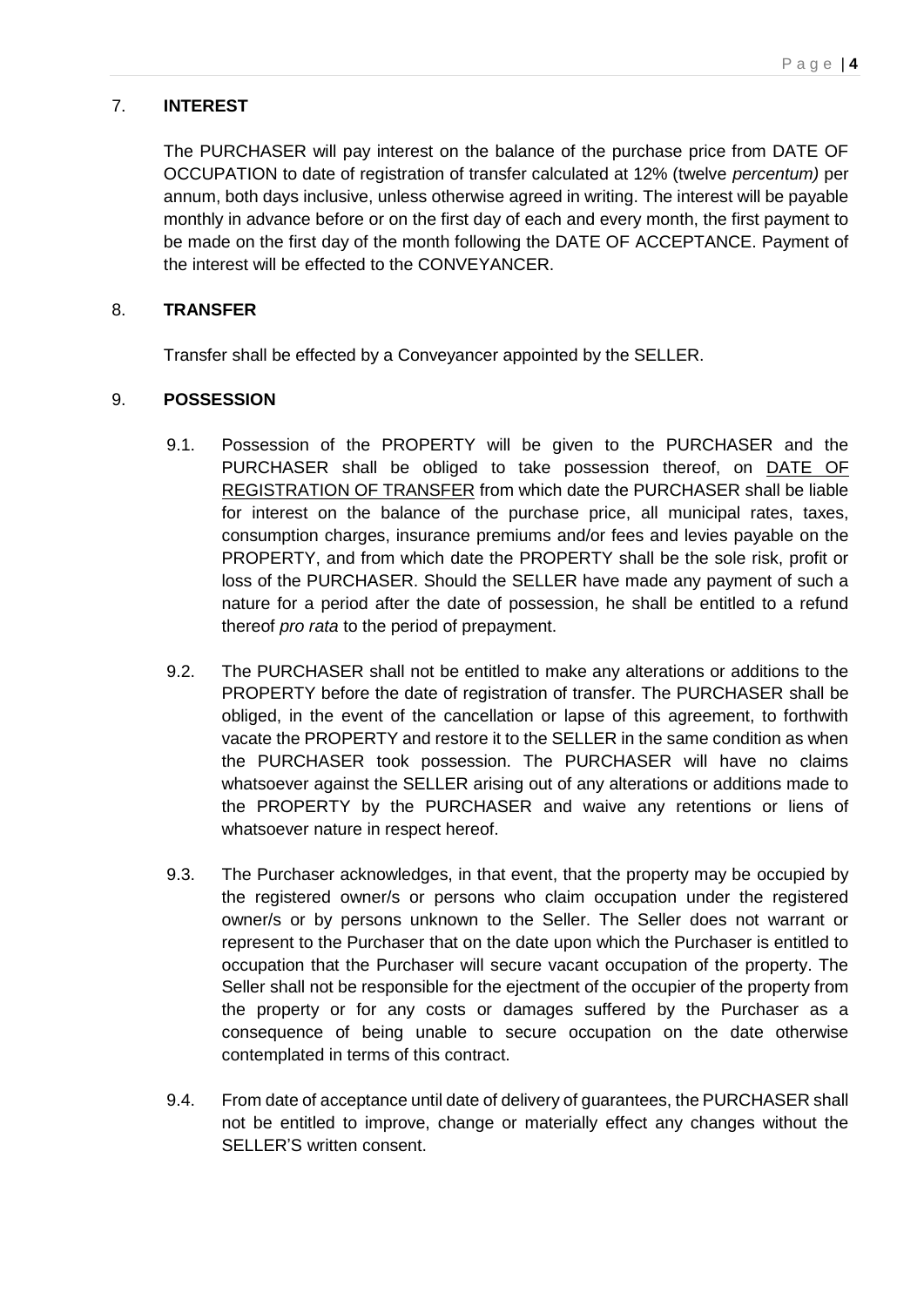## 7. **INTEREST**

The PURCHASER will pay interest on the balance of the purchase price from DATE OF OCCUPATION to date of registration of transfer calculated at 12% (twelve *percentum)* per annum, both days inclusive, unless otherwise agreed in writing. The interest will be payable monthly in advance before or on the first day of each and every month, the first payment to be made on the first day of the month following the DATE OF ACCEPTANCE. Payment of the interest will be effected to the CONVEYANCER.

## 8. **TRANSFER**

Transfer shall be effected by a Conveyancer appointed by the SELLER.

## 9. **POSSESSION**

9.1. Possession of the PROPERTY will be given to the PURCHASER and the PURCHASER shall be obliged to take possession thereof, on <u>DATE OF REGISTRATION OF TRANSFER</u> from which date the PURCHASER shall be liable for interest on the balance of the purchase price, all municipal rates, taxes, consumption charges, insurance premiums and/or fees and levies payable on the PROPERTY, and from which date the PROPERTY shall be the sole risk, profit or loss of the PURCHASER. Should the SELLER have made any payment of such a nature for a period after the date of possession, he shall be entitled to a refund thereof *pro rata* to the period of prepayment.

9.2. The PURCHASER shall not be entitled to make any alterations or additions to the PROPERTY before the date of registration of transfer. The PURCHASER shall be obliged, in the event of the cancellation or lapse of this agreement, to forthwith vacate the PROPERTY and restore it to the SELLER in the same condition as when the PURCHASER took possession. The PURCHASER will have no claims whatsoever against the SELLER arising out of any alterations or additions made to the PROPERTY by the PURCHASER and waive any retentions or liens of whatsoever nature in respect hereof.

9.3. The Purchaser acknowledges, in that event, that the property may be occupied by the registered owner/s or persons who claim occupation under the registered owner/s or by persons unknown to the Seller. The Seller does not warrant or represent to the Purchaser that on the date upon which the Purchaser is entitled to occupation that the Purchaser will secure vacant occupation of the property. The Seller shall not be responsible for the ejectment of the occupier of the property from the property or for any costs or damages suffered by the Purchaser as a consequence of being unable to secure occupation on the date otherwise contemplated in terms of this contract.

9.4. From date of acceptance until date of delivery of guarantees, the PURCHASER shall not be entitled to improve, change or materially effect any changes without the SELLER'S written consent.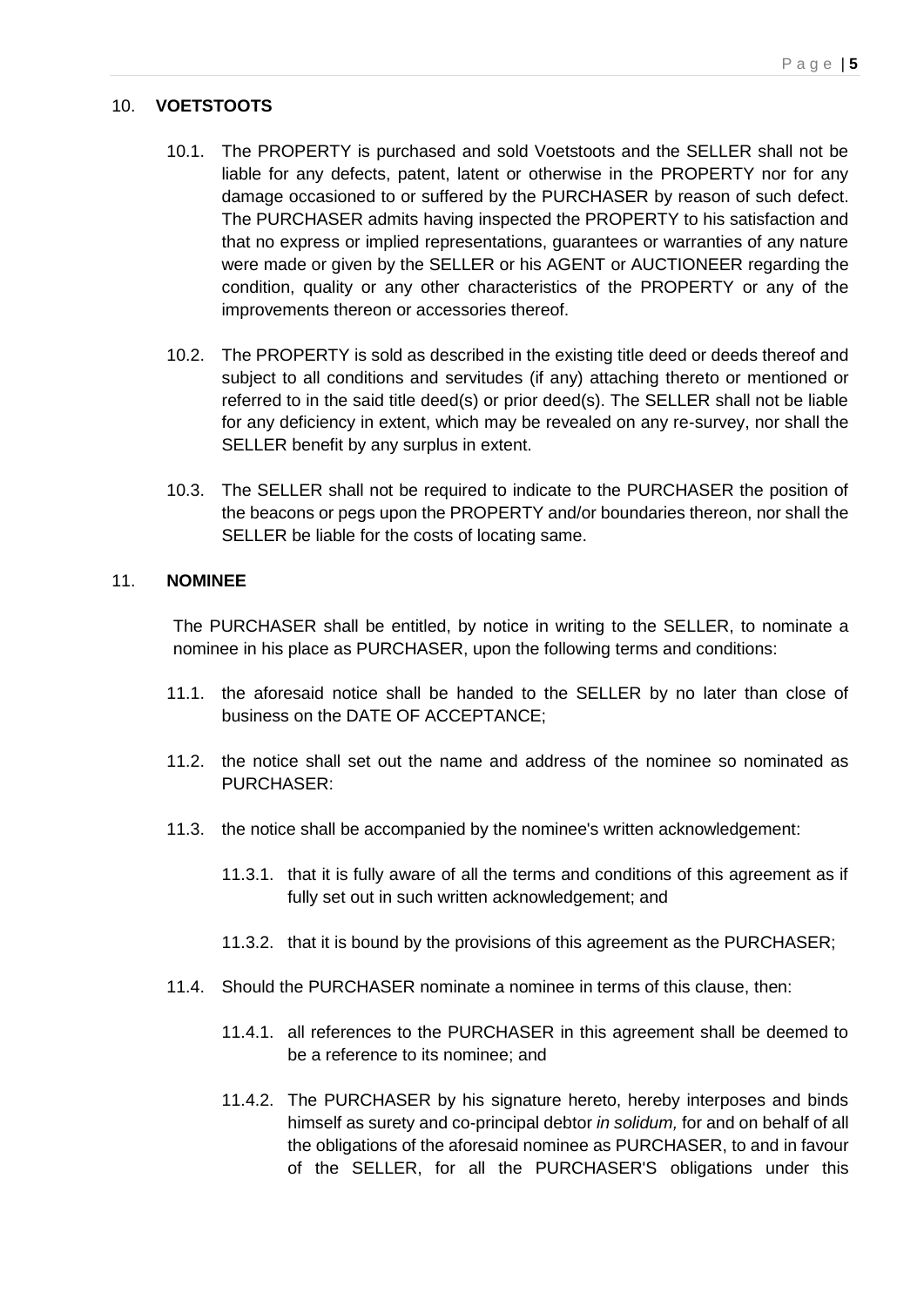## 10. VOETSTOOTS

10.1. The PROPERTY is purchased and sold Voetstoots and the SELLER shall not be liable for any defects, patent, latent or otherwise in the PROPERTY nor for any damage occasioned to or suffered by the PURCHASER by reason of such defect. The PURCHASER admits having inspected the PROPERTY to his satisfaction and that no express or implied representations, guarantees or warranties of any nature were made or given by the SELLER or his AGENT or AUCTIONEER regarding the condition, quality or any other characteristics of the PROPERTY or any of the improvements thereon or accessories thereof.

10.2. The PROPERTY is sold as described in the existing title deed or deeds thereof and subject to all conditions and servitudes (if any) attaching thereto or mentioned or referred to in the said title deed(s) or prior deed(s). The SELLER shall not be liable for any deficiency in extent, which may be revealed on any re-survey, nor shall the SELLER benefit by any surplus in extent.

10.3. The SELLER shall not be required to indicate to the PURCHASER the position of the beacons or pegs upon the PROPERTY and/or boundaries thereon, nor shall the SELLER be liable for the costs of locating same.

## 11. NOMINEE

The PURCHASER shall be entitled, by notice in writing to the SELLER, to nominate a nominee in his place as PURCHASER, upon the following terms and conditions:

11.1. the aforesaid notice shall be handed to the SELLER by no later than close of business on the DATE OF ACCEPTANCE;

11.2. the notice shall set out the name and address of the nominee so nominated as PURCHASER:

11.3. the notice shall be accompanied by the nominee's written acknowledgement:

11.3.1. that it is fully aware of all the terms and conditions of this agreement as if fully set out in such written acknowledgement; and

11.3.2. that it is bound by the provisions of this agreement as the PURCHASER;

11.4. Should the PURCHASER nominate a nominee in terms of this clause, then:

11.4.1. all references to the PURCHASER in this agreement shall be deemed to be a reference to its nominee; and

11.4.2. The PURCHASER by his signature hereto, hereby interposes and binds himself as surety and co-principal debtor *in solidum,* for and on behalf of all the obligations of the aforesaid nominee as PURCHASER, to and in favour of the SELLER, for all the PURCHASER'S obligations under this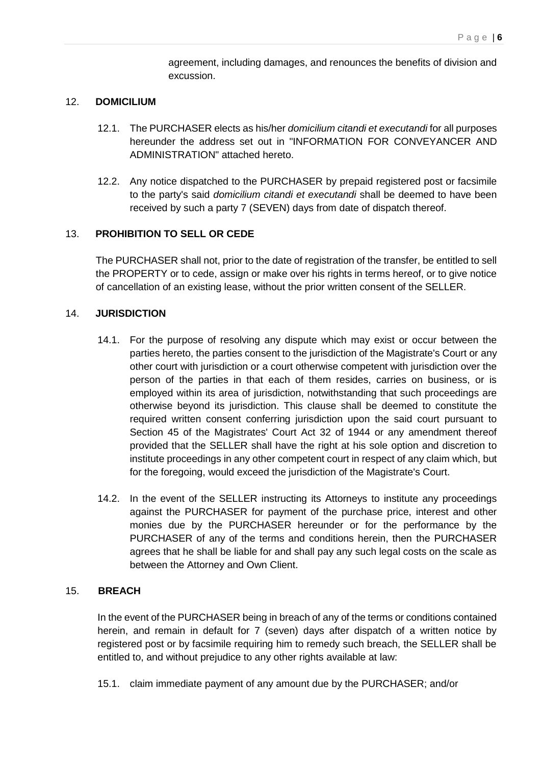agreement, including damages, and renounces the benefits of division and excussion.

## 12. DOMICILIUM

12.1. The PURCHASER elects as his/her *domicilium citandi et executandi* for all purposes hereunder the address set out in "INFORMATION FOR CONVEYANCER AND ADMINISTRATION" attached hereto.

12.2. Any notice dispatched to the PURCHASER by prepaid registered post or facsimile to the party's said *domicilium citandi et executandi* shall be deemed to have been received by such a party 7 (SEVEN) days from date of dispatch thereof.

## 13. PROHIBITION TO SELL OR CEDE

The PURCHASER shall not, prior to the date of registration of the transfer, be entitled to sell the PROPERTY or to cede, assign or make over his rights in terms hereof, or to give notice of cancellation of an existing lease, without the prior written consent of the SELLER.

## 14. JURISDICTION

14.1. For the purpose of resolving any dispute which may exist or occur between the parties hereto, the parties consent to the jurisdiction of the Magistrate's Court or any other court with jurisdiction or a court otherwise competent with jurisdiction over the person of the parties in that each of them resides, carries on business, or is employed within its area of jurisdiction, notwithstanding that such proceedings are otherwise beyond its jurisdiction. This clause shall be deemed to constitute the required written consent conferring jurisdiction upon the said court pursuant to Section 45 of the Magistrates' Court Act 32 of 1944 or any amendment thereof provided that the SELLER shall have the right at his sole option and discretion to institute proceedings in any other competent court in respect of any claim which, but for the foregoing, would exceed the jurisdiction of the Magistrate's Court.

14.2. In the event of the SELLER instructing its Attorneys to institute any proceedings against the PURCHASER for payment of the purchase price, interest and other monies due by the PURCHASER hereunder or for the performance by the PURCHASER of any of the terms and conditions herein, then the PURCHASER agrees that he shall be liable for and shall pay any such legal costs on the scale as between the Attorney and Own Client.

## 15. BREACH

In the event of the PURCHASER being in breach of any of the terms or conditions contained herein, and remain in default for 7 (seven) days after dispatch of a written notice by registered post or by facsimile requiring him to remedy such breach, the SELLER shall be entitled to, and without prejudice to any other rights available at law:

15.1. claim immediate payment of any amount due by the PURCHASER; and/or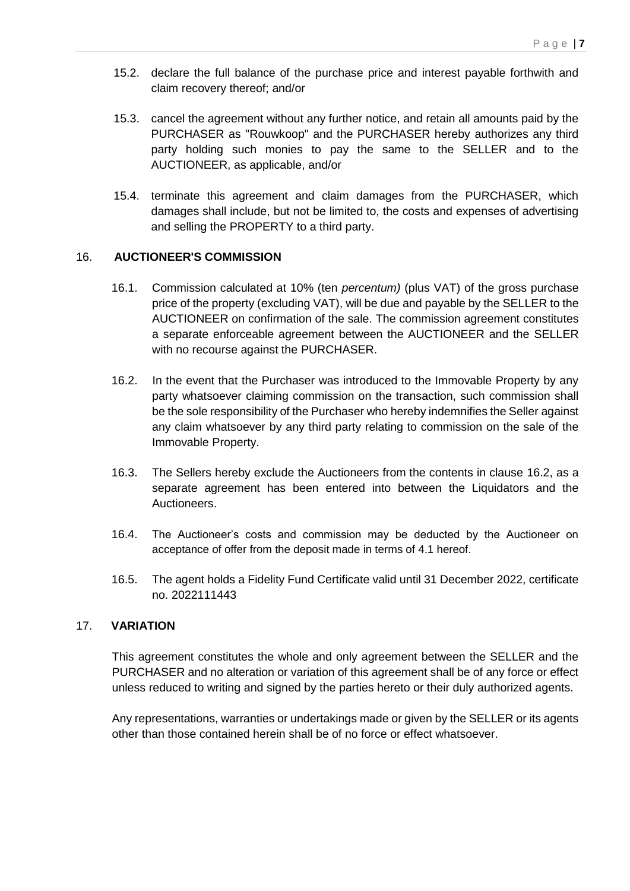15.2. declare the full balance of the purchase price and interest payable forthwith and claim recovery thereof; and/or

15.3. cancel the agreement without any further notice, and retain all amounts paid by the PURCHASER as "Rouwkoop" and the PURCHASER hereby authorizes any third party holding such monies to pay the same to the SELLER and to the AUCTIONEER, as applicable, and/or

15.4. terminate this agreement and claim damages from the PURCHASER, which damages shall include, but not be limited to, the costs and expenses of advertising and selling the PROPERTY to a third party.

## 16. **AUCTIONEER'S COMMISSION**

16.1. Commission calculated at 10% (ten *percentum)* (plus VAT) of the gross purchase price of the property (excluding VAT), will be due and payable by the SELLER to the AUCTIONEER on confirmation of the sale. The commission agreement constitutes a separate enforceable agreement between the AUCTIONEER and the SELLER with no recourse against the PURCHASER.

16.2. In the event that the Purchaser was introduced to the Immovable Property by any party whatsoever claiming commission on the transaction, such commission shall be the sole responsibility of the Purchaser who hereby indemnifies the Seller against any claim whatsoever by any third party relating to commission on the sale of the Immovable Property.

16.3. The Sellers hereby exclude the Auctioneers from the contents in clause 16.2, as a separate agreement has been entered into between the Liquidators and the Auctioneers.

16.4. The Auctioneer's costs and commission may be deducted by the Auctioneer on acceptance of offer from the deposit made in terms of 4.1 hereof.

16.5. The agent holds a Fidelity Fund Certificate valid until 31 December 2022, certificate no. 2022111443

## 17. **VARIATION**

This agreement constitutes the whole and only agreement between the SELLER and the PURCHASER and no alteration or variation of this agreement shall be of any force or effect unless reduced to writing and signed by the parties hereto or their duly authorized agents.

Any representations, warranties or undertakings made or given by the SELLER or its agents other than those contained herein shall be of no force or effect whatsoever.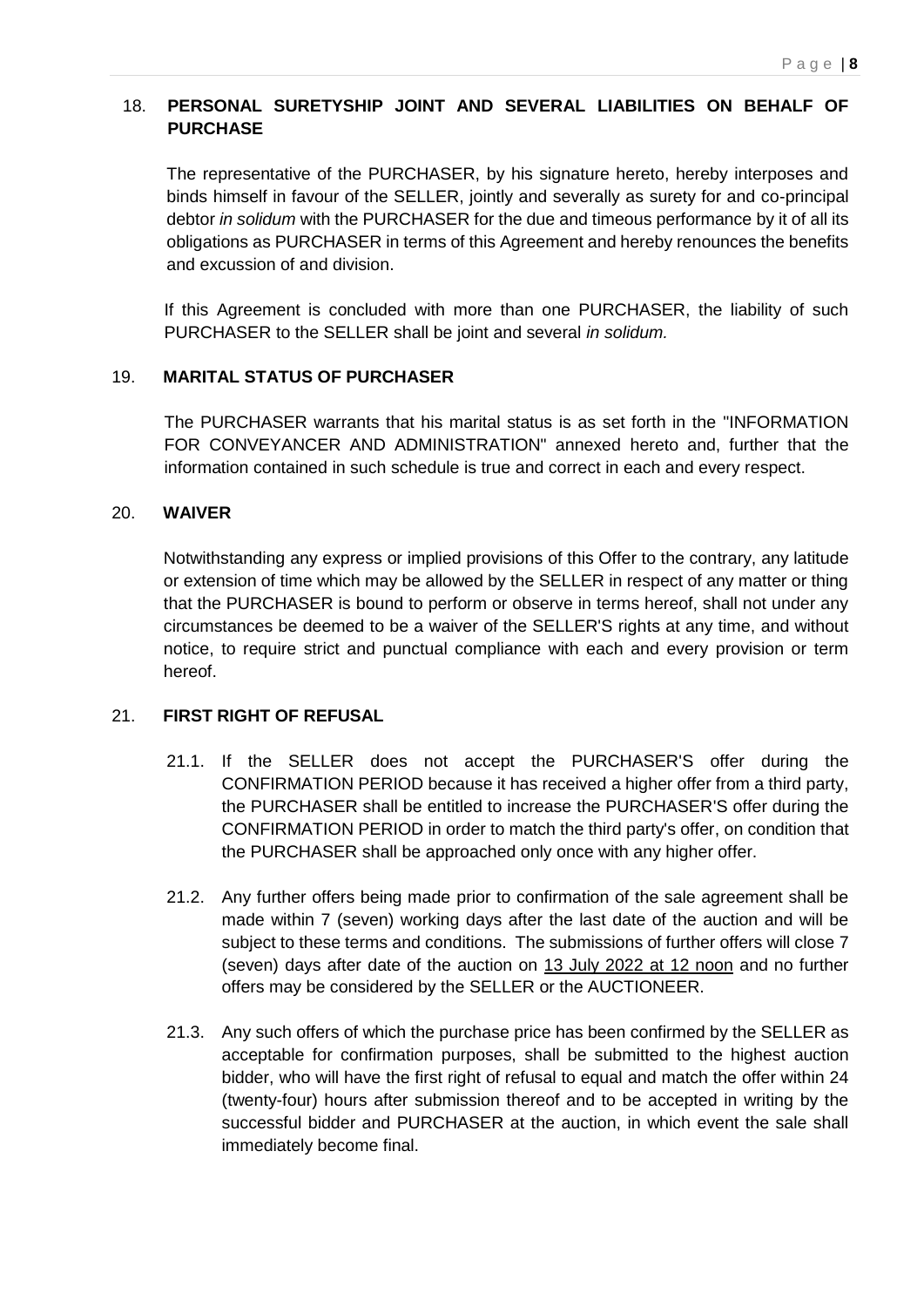## 18. PERSONAL SURETYSHIP JOINT AND SEVERAL LIABILITIES ON BEHALF OF PURCHASE

The representative of the PURCHASER, by his signature hereto, hereby interposes and binds himself in favour of the SELLER, jointly and severally as surety for and co-principal debtor *in solidum* with the PURCHASER for the due and timeous performance by it of all its obligations as PURCHASER in terms of this Agreement and hereby renounces the benefits and excussion of and division.

If this Agreement is concluded with more than one PURCHASER, the liability of such PURCHASER to the SELLER shall be joint and several *in solidum.*

## 19. MARITAL STATUS OF PURCHASER

The PURCHASER warrants that his marital status is as set forth in the "INFORMATION FOR CONVEYANCER AND ADMINISTRATION" annexed hereto and, further that the information contained in such schedule is true and correct in each and every respect.

## 20. WAIVER

Notwithstanding any express or implied provisions of this Offer to the contrary, any latitude or extension of time which may be allowed by the SELLER in respect of any matter or thing that the PURCHASER is bound to perform or observe in terms hereof, shall not under any circumstances be deemed to be a waiver of the SELLER'S rights at any time, and without notice, to require strict and punctual compliance with each and every provision or term hereof.

## 21. FIRST RIGHT OF REFUSAL

21.1. If the SELLER does not accept the PURCHASER'S offer during the CONFIRMATION PERIOD because it has received a higher offer from a third party, the PURCHASER shall be entitled to increase the PURCHASER'S offer during the CONFIRMATION PERIOD in order to match the third party's offer, on condition that the PURCHASER shall be approached only once with any higher offer.

21.2. Any further offers being made prior to confirmation of the sale agreement shall be made within 7 (seven) working days after the last date of the auction and will be subject to these terms and conditions. The submissions of further offers will close 7 (seven) days after date of the auction on 13 July 2022 at 12 noon and no further offers may be considered by the SELLER or the AUCTIONEER.

21.3. Any such offers of which the purchase price has been confirmed by the SELLER as acceptable for confirmation purposes, shall be submitted to the highest auction bidder, who will have the first right of refusal to equal and match the offer within 24 (twenty-four) hours after submission thereof and to be accepted in writing by the successful bidder and PURCHASER at the auction, in which event the sale shall immediately become final.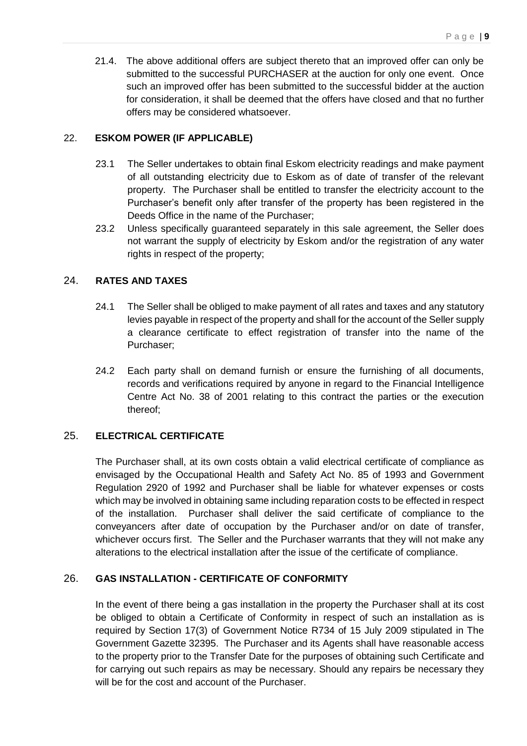21.4. The above additional offers are subject thereto that an improved offer can only be submitted to the successful PURCHASER at the auction for only one event. Once such an improved offer has been submitted to the successful bidder at the auction for consideration, it shall be deemed that the offers have closed and that no further offers may be considered whatsoever.

## 22. ESKOM POWER (IF APPLICABLE)

23.1 The Seller undertakes to obtain final Eskom electricity readings and make payment of all outstanding electricity due to Eskom as of date of transfer of the relevant property. The Purchaser shall be entitled to transfer the electricity account to the Purchaser's benefit only after transfer of the property has been registered in the Deeds Office in the name of the Purchaser;

23.2 Unless specifically guaranteed separately in this sale agreement, the Seller does not warrant the supply of electricity by Eskom and/or the registration of any water rights in respect of the property;

## 24. RATES AND TAXES

24.1 The Seller shall be obliged to make payment of all rates and taxes and any statutory levies payable in respect of the property and shall for the account of the Seller supply a clearance certificate to effect registration of transfer into the name of the Purchaser;

24.2 Each party shall on demand furnish or ensure the furnishing of all documents, records and verifications required by anyone in regard to the Financial Intelligence Centre Act No. 38 of 2001 relating to this contract the parties or the execution thereof;

## 25. ELECTRICAL CERTIFICATE

The Purchaser shall, at its own costs obtain a valid electrical certificate of compliance as envisaged by the Occupational Health and Safety Act No. 85 of 1993 and Government Regulation 2920 of 1992 and Purchaser shall be liable for whatever expenses or costs which may be involved in obtaining same including reparation costs to be effected in respect of the installation. Purchaser shall deliver the said certificate of compliance to the conveyancers after date of occupation by the Purchaser and/or on date of transfer, whichever occurs first. The Seller and the Purchaser warrants that they will not make any alterations to the electrical installation after the issue of the certificate of compliance.

## 26. GAS INSTALLATION - CERTIFICATE OF CONFORMITY

In the event of there being a gas installation in the property the Purchaser shall at its cost be obliged to obtain a Certificate of Conformity in respect of such an installation as is required by Section 17(3) of Government Notice R734 of 15 July 2009 stipulated in The Government Gazette 32395. The Purchaser and its Agents shall have reasonable access to the property prior to the Transfer Date for the purposes of obtaining such Certificate and for carrying out such repairs as may be necessary. Should any repairs be necessary they will be for the cost and account of the Purchaser.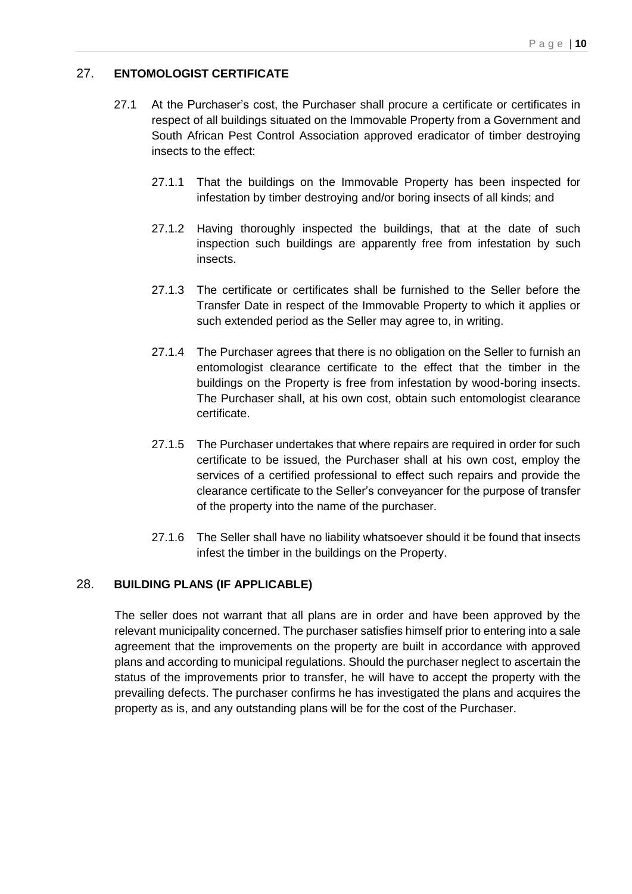## 27. ENTOMOLOGIST CERTIFICATE

27.1 At the Purchaser's cost, the Purchaser shall procure a certificate or certificates in respect of all buildings situated on the Immovable Property from a Government and South African Pest Control Association approved eradicator of timber destroying insects to the effect:

27.1.1 That the buildings on the Immovable Property has been inspected for infestation by timber destroying and/or boring insects of all kinds; and

27.1.2 Having thoroughly inspected the buildings, that at the date of such inspection such buildings are apparently free from infestation by such insects.

27.1.3 The certificate or certificates shall be furnished to the Seller before the Transfer Date in respect of the Immovable Property to which it applies or such extended period as the Seller may agree to, in writing.

27.1.4 The Purchaser agrees that there is no obligation on the Seller to furnish an entomologist clearance certificate to the effect that the timber in the buildings on the Property is free from infestation by wood-boring insects. The Purchaser shall, at his own cost, obtain such entomologist clearance certificate.

27.1.5 The Purchaser undertakes that where repairs are required in order for such certificate to be issued, the Purchaser shall at his own cost, employ the services of a certified professional to effect such repairs and provide the clearance certificate to the Seller's conveyancer for the purpose of transfer of the property into the name of the purchaser.

27.1.6 The Seller shall have no liability whatsoever should it be found that insects infest the timber in the buildings on the Property.

## 28. BUILDING PLANS (IF APPLICABLE)

The seller does not warrant that all plans are in order and have been approved by the relevant municipality concerned. The purchaser satisfies himself prior to entering into a sale agreement that the improvements on the property are built in accordance with approved plans and according to municipal regulations. Should the purchaser neglect to ascertain the status of the improvements prior to transfer, he will have to accept the property with the prevailing defects. The purchaser confirms he has investigated the plans and acquires the property as is, and any outstanding plans will be for the cost of the Purchaser.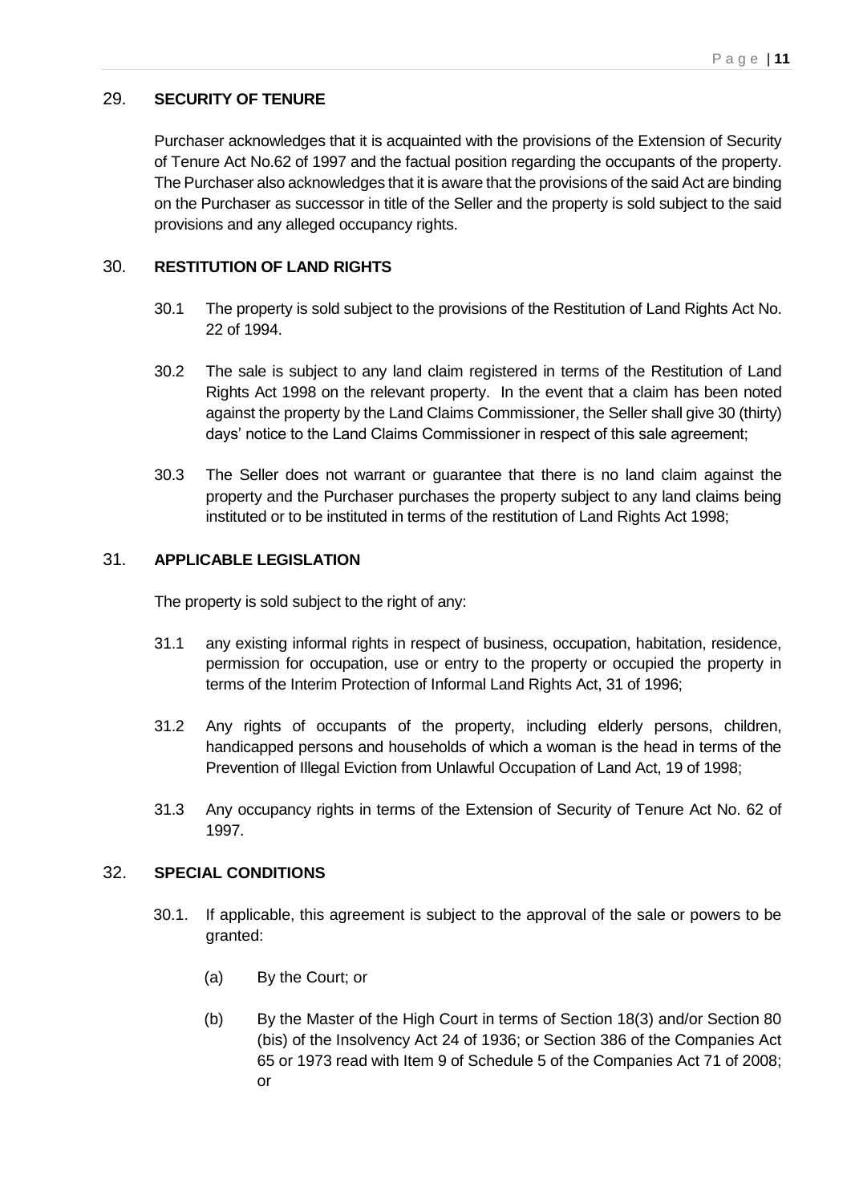## 29. SECURITY OF TENURE

Purchaser acknowledges that it is acquainted with the provisions of the Extension of Security of Tenure Act No.62 of 1997 and the factual position regarding the occupants of the property. The Purchaser also acknowledges that it is aware that the provisions of the said Act are binding on the Purchaser as successor in title of the Seller and the property is sold subject to the said provisions and any alleged occupancy rights.

## 30. RESTITUTION OF LAND RIGHTS

30.1 The property is sold subject to the provisions of the Restitution of Land Rights Act No. 22 of 1994.

30.2 The sale is subject to any land claim registered in terms of the Restitution of Land Rights Act 1998 on the relevant property. In the event that a claim has been noted against the property by the Land Claims Commissioner, the Seller shall give 30 (thirty) days' notice to the Land Claims Commissioner in respect of this sale agreement;

30.3 The Seller does not warrant or guarantee that there is no land claim against the property and the Purchaser purchases the property subject to any land claims being instituted or to be instituted in terms of the restitution of Land Rights Act 1998;

## 31. APPLICABLE LEGISLATION

The property is sold subject to the right of any:

31.1 any existing informal rights in respect of business, occupation, habitation, residence, permission for occupation, use or entry to the property or occupied the property in terms of the Interim Protection of Informal Land Rights Act, 31 of 1996;

31.2 Any rights of occupants of the property, including elderly persons, children, handicapped persons and households of which a woman is the head in terms of the Prevention of Illegal Eviction from Unlawful Occupation of Land Act, 19 of 1998;

31.3 Any occupancy rights in terms of the Extension of Security of Tenure Act No. 62 of 1997.

## 32. SPECIAL CONDITIONS

30.1. If applicable, this agreement is subject to the approval of the sale or powers to be granted:

(a) By the Court; or

(b) By the Master of the High Court in terms of Section 18(3) and/or Section 80 (bis) of the Insolvency Act 24 of 1936; or Section 386 of the Companies Act 65 or 1973 read with Item 9 of Schedule 5 of the Companies Act 71 of 2008; or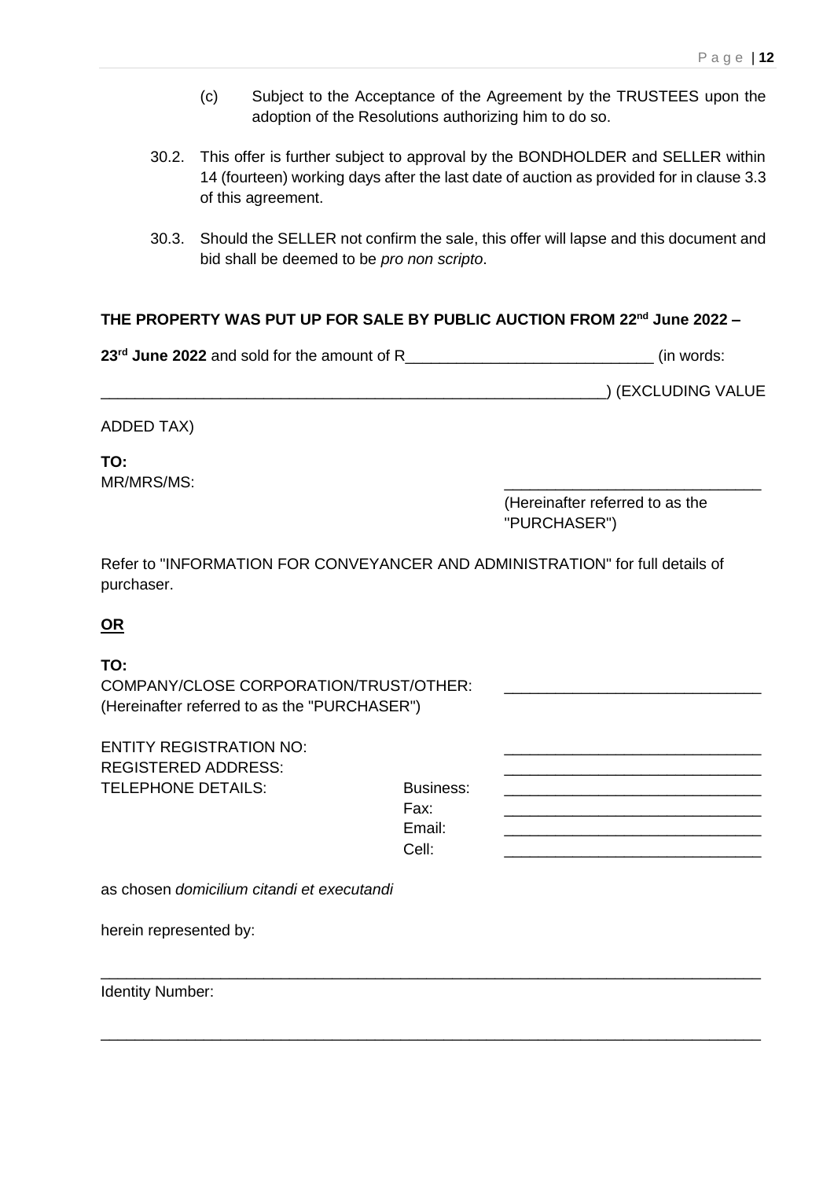(c) Subject to the Acceptance of the Agreement by the TRUSTEES upon the adoption of the Resolutions authorizing him to do so.

30.2. This offer is further subject to approval by the BONDHOLDER and SELLER within 14 (fourteen) working days after the last date of auction as provided for in clause 3.3 of this agreement.

30.3. Should the SELLER not confirm the sale, this offer will lapse and this document and bid shall be deemed to be *pro non scripto*.

**THE PROPERTY WAS PUT UP FOR SALE BY PUBLIC AUCTION FROM 22nd June 2022 – 23rd June 2022** and sold for the amount of R_____________________________ (in words: ___________________________________________________________) (EXCLUDING VALUE ADDED TAX)

**TO:**
MR/MRS/MS: ______________________________
(Hereinafter referred to as the "PURCHASER")

Refer to "INFORMATION FOR CONVEYANCER AND ADMINISTRATION" for full details of purchaser.

**OR**

**TO:**
COMPANY/CLOSE CORPORATION/TRUST/OTHER: ______________________________
(Hereinafter referred to as the "PURCHASER")

ENTITY REGISTRATION NO: ______________________________
REGISTERED ADDRESS: ______________________________
TELEPHONE DETAILS:
Business: ______________________________
Fax: ______________________________
Email: ______________________________
Cell: ______________________________

as chosen *domicilium citandi et executandi*

herein represented by:

_____________________________________________________________________________

Identity Number:

_____________________________________________________________________________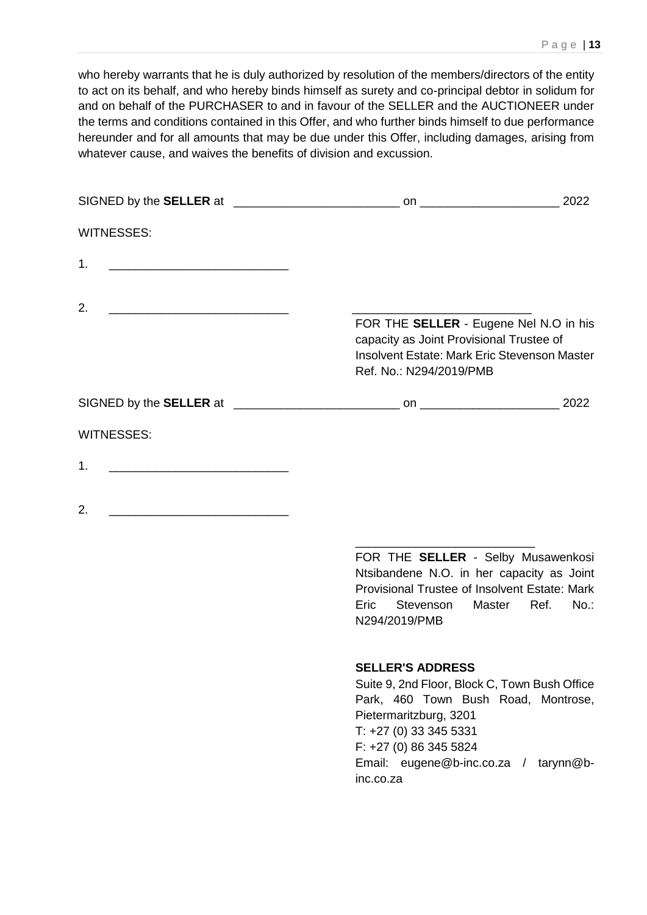who hereby warrants that he is duly authorized by resolution of the members/directors of the entity to act on its behalf, and who hereby binds himself as surety and co-principal debtor in solidum for and on behalf of the PURCHASER to and in favour of the SELLER and the AUCTIONEER under the terms and conditions contained in this Offer, and who further binds himself to due performance hereunder and for all amounts that may be due under this Offer, including damages, arising from whatever cause, and waives the benefits of division and excussion.

SIGNED by the **SELLER** at _________________________ on ____________________ 2022

WITNESSES:

1. ___________________________

2. ___________________________

___________________________

FOR THE **SELLER** - Eugene Nel N.O in his capacity as Joint Provisional Trustee of Insolvent Estate: Mark Eric Stevenson Master Ref. No.: N294/2019/PMB

SIGNED by the **SELLER** at _________________________ on ____________________ 2022

WITNESSES:

1. ___________________________

2. ___________________________

___________________________

FOR THE **SELLER** - Selby Musawenkosi Ntsibandene N.O. in her capacity as Joint Provisional Trustee of Insolvent Estate: Mark Eric Stevenson Master Ref. No.: N294/2019/PMB

**SELLER'S ADDRESS**

Suite 9, 2nd Floor, Block C, Town Bush Office Park, 460 Town Bush Road, Montrose, Pietermaritzburg, 3201
T: +27 (0) 33 345 5331
F: +27 (0) 86 345 5824
Email: eugene@b-inc.co.za / tarynn@b-inc.co.za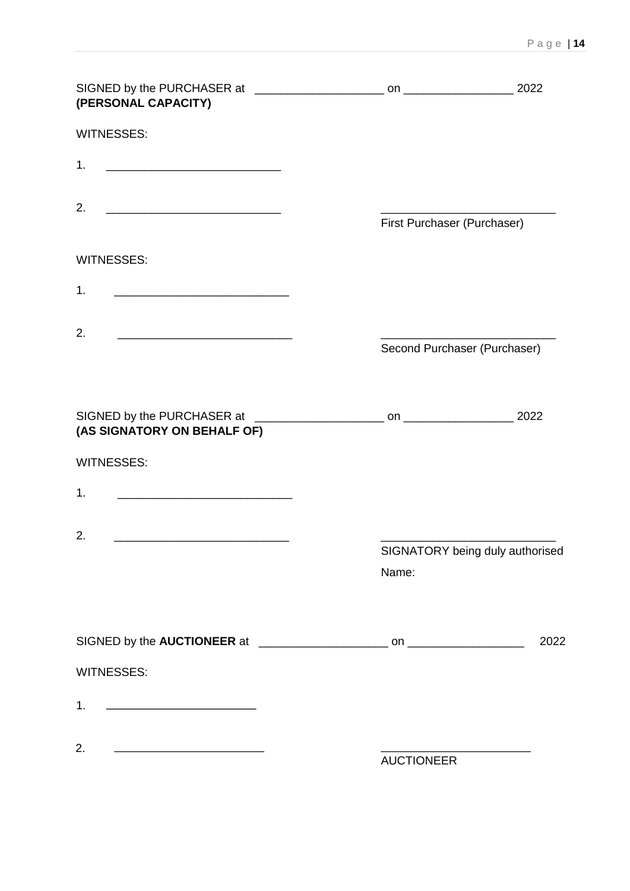SIGNED by the PURCHASER at ____________________ on _________________ 2022
**(PERSONAL CAPACITY)**

WITNESSES:

1. ___________________________

2. ___________________________ ___________________________

First Purchaser (Purchaser)

WITNESSES:

1. ___________________________

2. ___________________________ ___________________________

Second Purchaser (Purchaser)

SIGNED by the PURCHASER at ____________________ on _________________ 2022
**(AS SIGNATORY ON BEHALF OF)**

WITNESSES:

1. ___________________________

2. ___________________________ ___________________________

SIGNATORY being duly authorised

Name:

SIGNED by the **AUCTIONEER** at ____________________ on __________________ 2022

WITNESSES:

1. _______________________

2. _______________________ _______________________

AUCTIONEER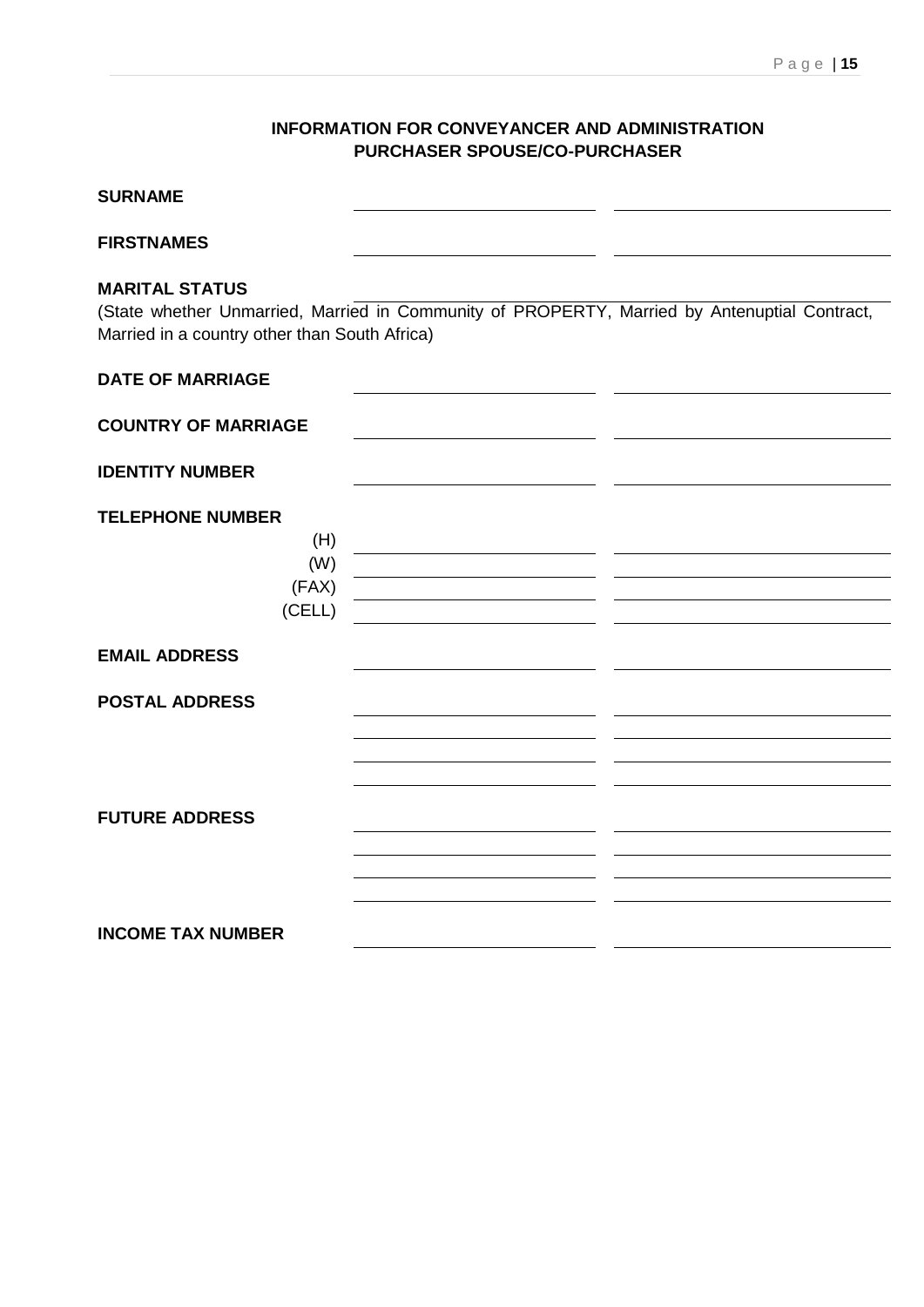## INFORMATION FOR CONVEYANCER AND ADMINISTRATION
## PURCHASER SPOUSE/CO-PURCHASER

**SURNAME** \_\_\_\_\_\_\_\_\_\_\_\_\_\_\_\_\_\_\_\_ \_\_\_\_\_\_\_\_\_\_\_\_\_\_\_\_\_\_\_\_

**FIRSTNAMES** \_\_\_\_\_\_\_\_\_\_\_\_\_\_\_\_\_\_\_\_ \_\_\_\_\_\_\_\_\_\_\_\_\_\_\_\_\_\_\_\_

**MARITAL STATUS** \_\_\_\_\_\_\_\_\_\_\_\_\_\_\_\_\_\_\_\_\_\_\_\_\_\_\_\_\_\_\_\_\_\_\_\_\_\_\_\_
(State whether Unmarried, Married in Community of PROPERTY, Married by Antenuptial Contract, Married in a country other than South Africa)

**DATE OF MARRIAGE** \_\_\_\_\_\_\_\_\_\_\_\_\_\_\_\_\_\_\_\_ \_\_\_\_\_\_\_\_\_\_\_\_\_\_\_\_\_\_\_\_

**COUNTRY OF MARRIAGE** \_\_\_\_\_\_\_\_\_\_\_\_\_\_\_\_\_\_\_\_ \_\_\_\_\_\_\_\_\_\_\_\_\_\_\_\_\_\_\_\_

**IDENTITY NUMBER** \_\_\_\_\_\_\_\_\_\_\_\_\_\_\_\_\_\_\_\_ \_\_\_\_\_\_\_\_\_\_\_\_\_\_\_\_\_\_\_\_

**TELEPHONE NUMBER**

(H) \_\_\_\_\_\_\_\_\_\_\_\_\_\_\_\_\_\_\_\_ \_\_\_\_\_\_\_\_\_\_\_\_\_\_\_\_\_\_\_\_

(W) \_\_\_\_\_\_\_\_\_\_\_\_\_\_\_\_\_\_\_\_ \_\_\_\_\_\_\_\_\_\_\_\_\_\_\_\_\_\_\_\_

(FAX) \_\_\_\_\_\_\_\_\_\_\_\_\_\_\_\_\_\_\_\_ \_\_\_\_\_\_\_\_\_\_\_\_\_\_\_\_\_\_\_\_

(CELL) \_\_\_\_\_\_\_\_\_\_\_\_\_\_\_\_\_\_\_\_ \_\_\_\_\_\_\_\_\_\_\_\_\_\_\_\_\_\_\_\_

**EMAIL ADDRESS** \_\_\_\_\_\_\_\_\_\_\_\_\_\_\_\_\_\_\_\_ \_\_\_\_\_\_\_\_\_\_\_\_\_\_\_\_\_\_\_\_

**POSTAL ADDRESS** \_\_\_\_\_\_\_\_\_\_\_\_\_\_\_\_\_\_\_\_ \_\_\_\_\_\_\_\_\_\_\_\_\_\_\_\_\_\_\_\_

\_\_\_\_\_\_\_\_\_\_\_\_\_\_\_\_\_\_\_\_ \_\_\_\_\_\_\_\_\_\_\_\_\_\_\_\_\_\_\_\_

\_\_\_\_\_\_\_\_\_\_\_\_\_\_\_\_\_\_\_\_ \_\_\_\_\_\_\_\_\_\_\_\_\_\_\_\_\_\_\_\_

\_\_\_\_\_\_\_\_\_\_\_\_\_\_\_\_\_\_\_\_ \_\_\_\_\_\_\_\_\_\_\_\_\_\_\_\_\_\_\_\_

**FUTURE ADDRESS** \_\_\_\_\_\_\_\_\_\_\_\_\_\_\_\_\_\_\_\_ \_\_\_\_\_\_\_\_\_\_\_\_\_\_\_\_\_\_\_\_

\_\_\_\_\_\_\_\_\_\_\_\_\_\_\_\_\_\_\_\_ \_\_\_\_\_\_\_\_\_\_\_\_\_\_\_\_\_\_\_\_

\_\_\_\_\_\_\_\_\_\_\_\_\_\_\_\_\_\_\_\_ \_\_\_\_\_\_\_\_\_\_\_\_\_\_\_\_\_\_\_\_

\_\_\_\_\_\_\_\_\_\_\_\_\_\_\_\_\_\_\_\_ \_\_\_\_\_\_\_\_\_\_\_\_\_\_\_\_\_\_\_\_

**INCOME TAX NUMBER** \_\_\_\_\_\_\_\_\_\_\_\_\_\_\_\_\_\_\_\_ \_\_\_\_\_\_\_\_\_\_\_\_\_\_\_\_\_\_\_\_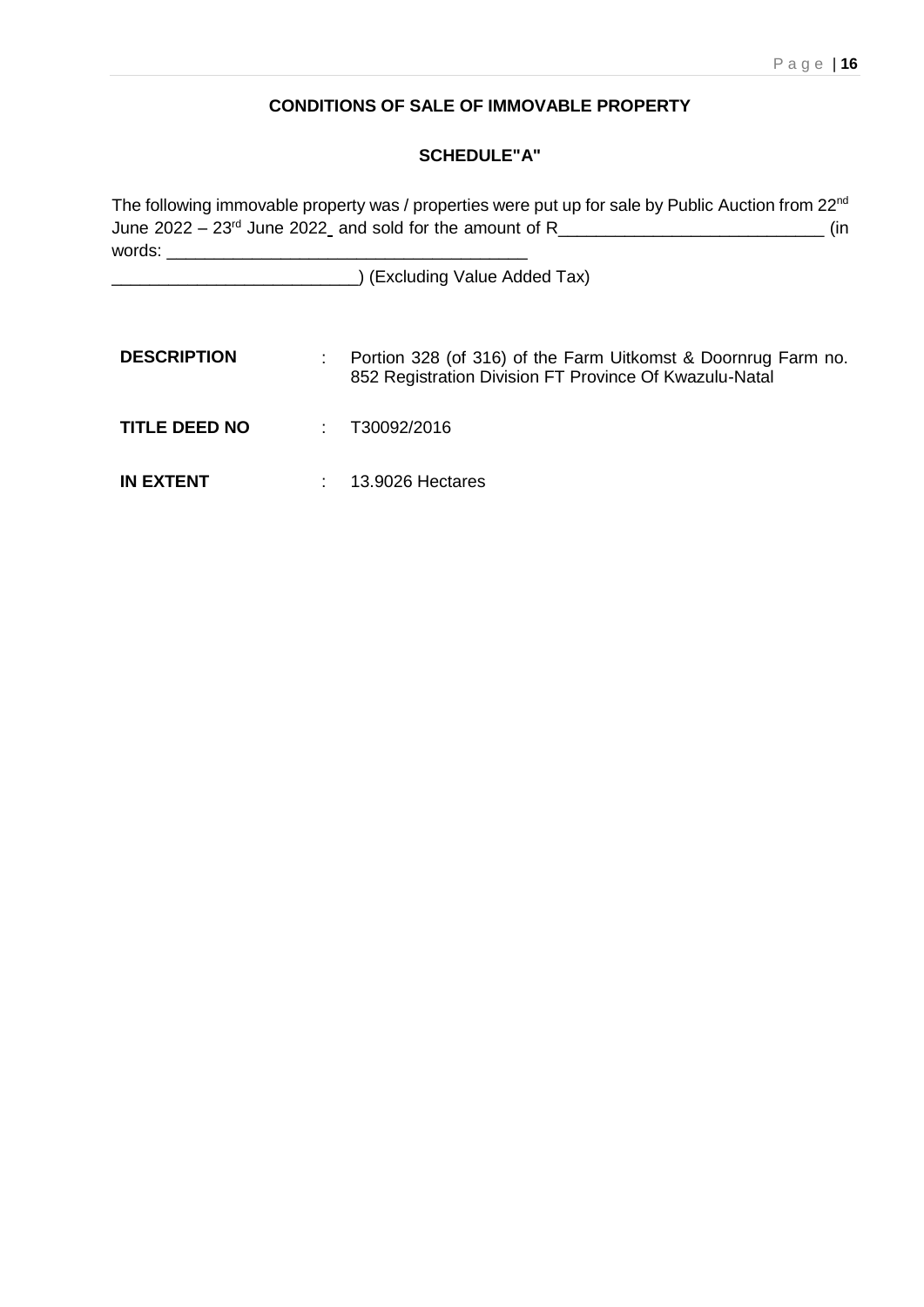**CONDITIONS OF SALE OF IMMOVABLE PROPERTY**

**SCHEDULE"A"**

The following immovable property was / properties were put up for sale by Public Auction from 22nd June 2022 – 23rd June 2022 and sold for the amount of R____________________________ (in words: ________________________________________ __________________________) (Excluding Value Added Tax)

| | | |
|---|---|---|
| **DESCRIPTION** | : | Portion 328 (of 316) of the Farm Uitkomst & Doornrug Farm no. 852 Registration Division FT Province Of Kwazulu-Natal |
| **TITLE DEED NO** | : | T30092/2016 |
| **IN EXTENT** | : | 13.9026 Hectares |